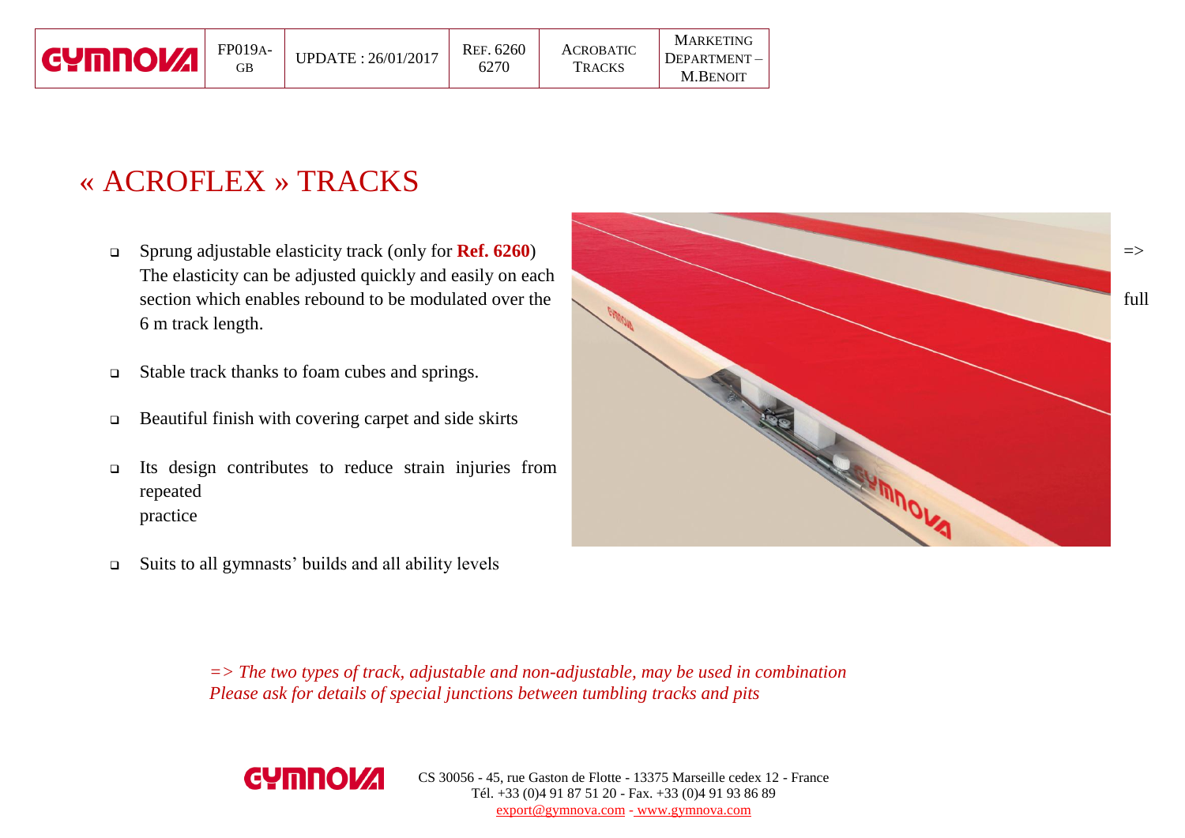| GYMNOVA | FP019A-GB | UPDATE : 26/01/2017 | REF. 6260 6270 | ACROBATIC TRACKS | MARKETING DEPARTMENT – M.BENOIT |
|---|---|---|---|---|---|

# « ACROFLEX » TRACKS

- Sprung adjustable elasticity track (only for **Ref. 6260**) => The elasticity can be adjusted quickly and easily on each section which enables rebound to be modulated over the full 6 m track length.
- Stable track thanks to foam cubes and springs.
- Beautiful finish with covering carpet and side skirts
- Its design contributes to reduce strain injuries from repeated practice
- Suits to all gymnasts' builds and all ability levels

*=> The two types of track, adjustable and non-adjustable, may be used in combination*
*Please ask for details of special junctions between tumbling tracks and pits*

GYMNOVA

CS 30056 - 45, rue Gaston de Flotte - 13375 Marseille cedex 12 - France
Tél. +33 (0)4 91 87 51 20 - Fax. +33 (0)4 91 93 86 89
export@gymnova.com - www.gymnova.com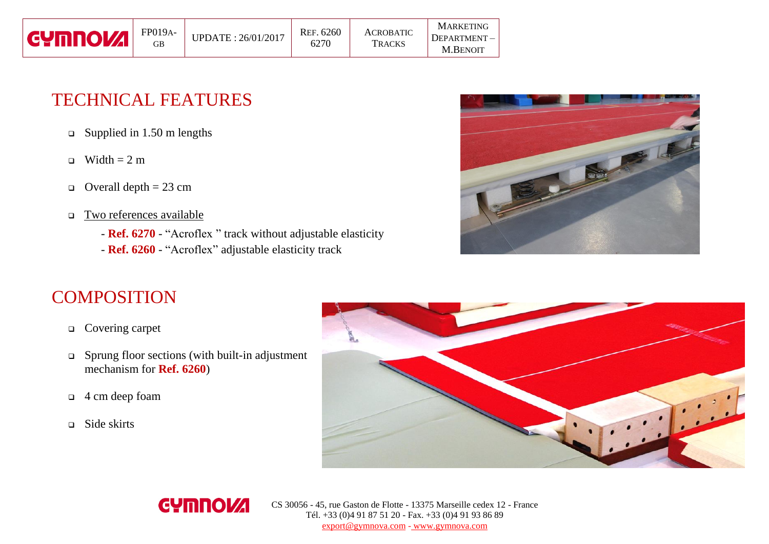# TECHNICAL FEATURES

- Supplied in 1.50 m lengths
- Width = 2 m
- Overall depth = 23 cm
- Two references available
  - **Ref. 6270** - "Acroflex " track without adjustable elasticity
  - **Ref. 6260** - "Acroflex" adjustable elasticity track

# COMPOSITION

- Covering carpet
- Sprung floor sections (with built-in adjustment mechanism for **Ref. 6260**)
- 4 cm deep foam
- Side skirts

CS 30056 - 45, rue Gaston de Flotte - 13375 Marseille cedex 12 - France
Tél. +33 (0)4 91 87 51 20 - Fax. +33 (0)4 91 93 86 89
export@gymnova.com - www.gymnova.com